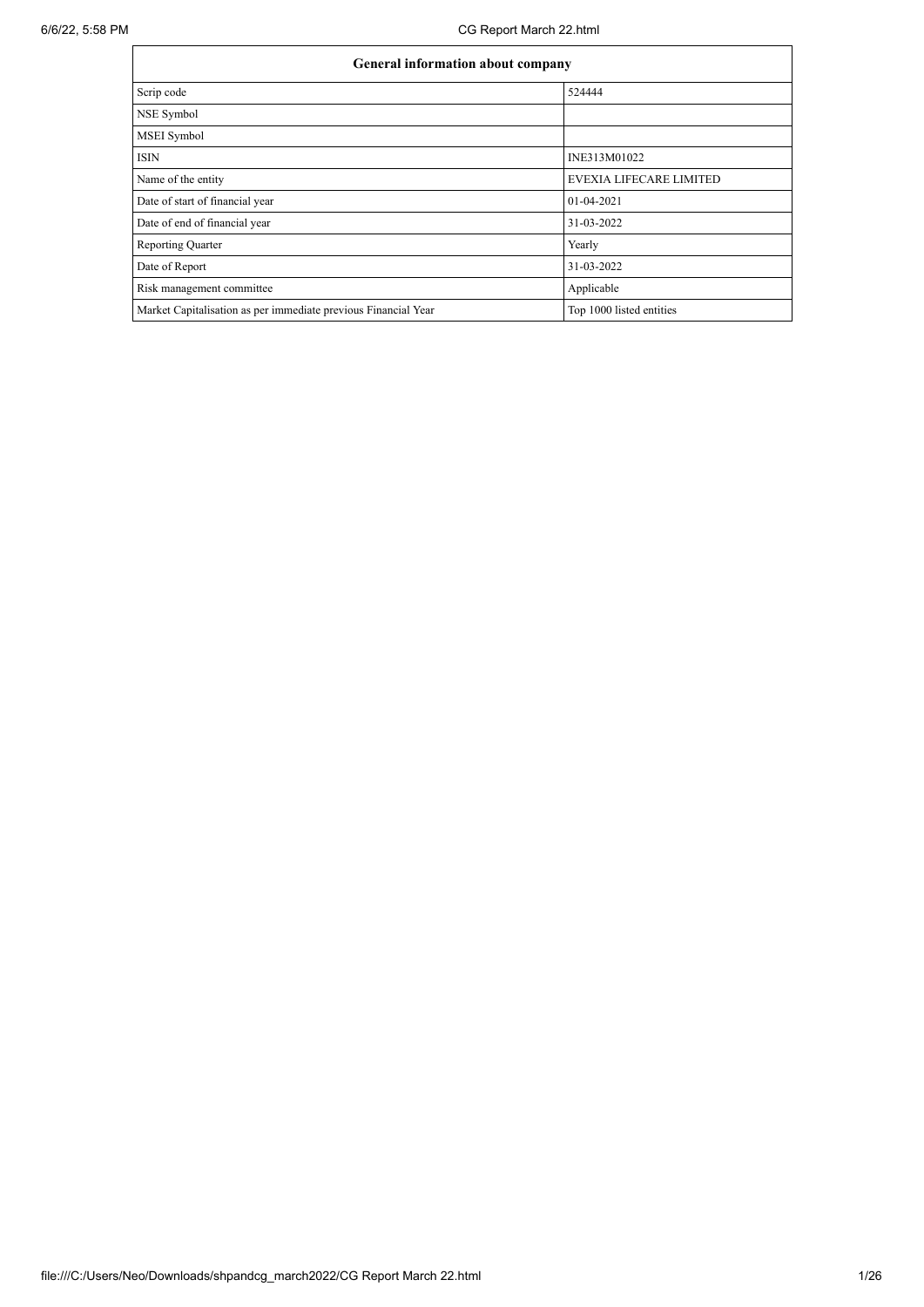| General information about company | |
| --- | --- |
| Scrip code | 524444 |
| NSE Symbol | |
| MSEI Symbol | |
| ISIN | INE313M01022 |
| Name of the entity | EVEXIA LIFECARE LIMITED |
| Date of start of financial year | 01-04-2021 |
| Date of end of financial year | 31-03-2022 |
| Reporting Quarter | Yearly |
| Date of Report | 31-03-2022 |
| Risk management committee | Applicable |
| Market Capitalisation as per immediate previous Financial Year | Top 1000 listed entities |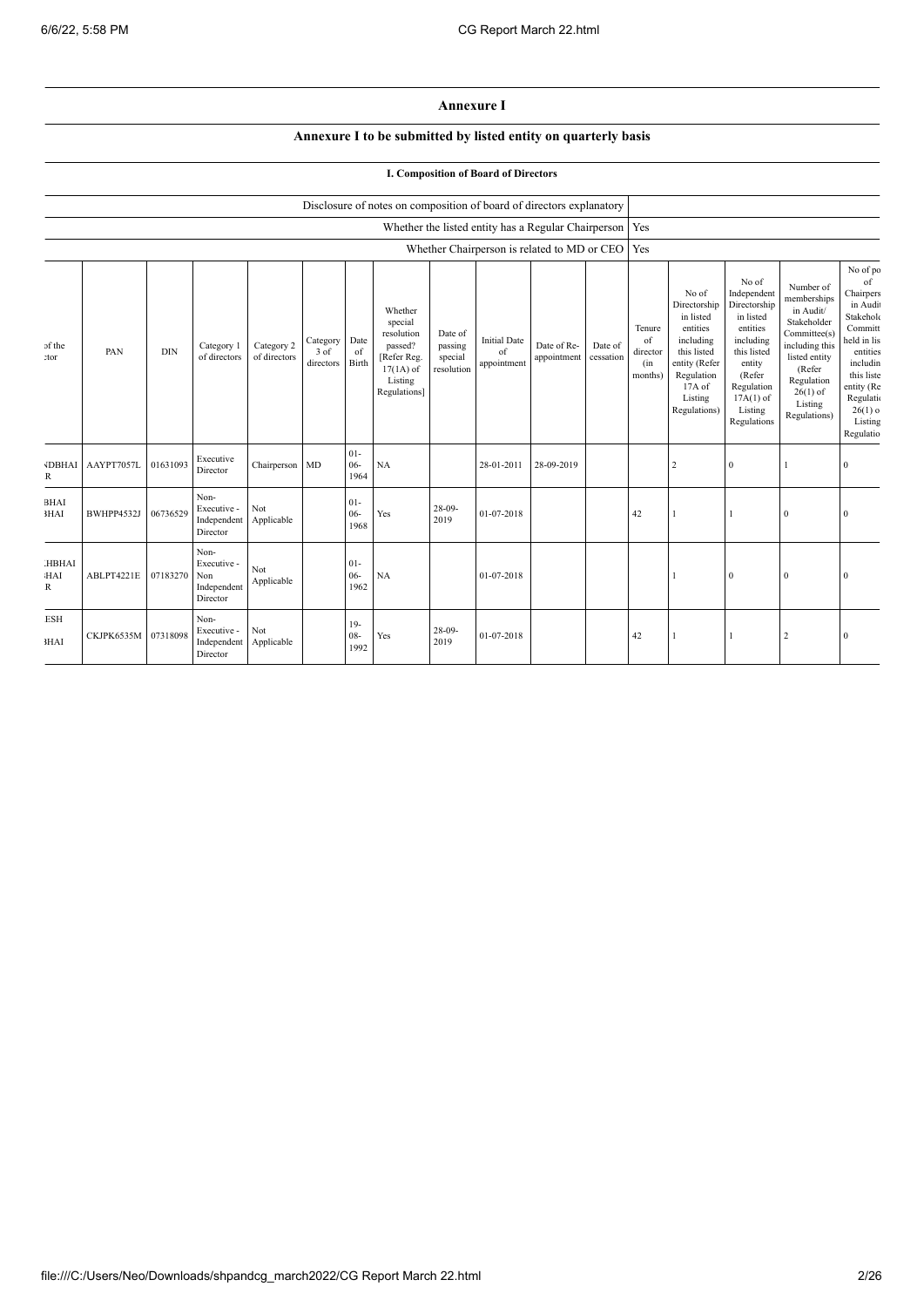# Annexure I

## Annexure I to be submitted by listed entity on quarterly basis

### I. Composition of Board of Directors

| Disclosure of notes on composition of board of directors explanatory | |
|---|---|
| Whether the listed entity has a Regular Chairperson | Yes |
| Whether Chairperson is related to MD or CEO | Yes |

| of the ctor | PAN | DIN | Category 1 of directors | Category 2 of directors | Category 3 of directors | Date of Birth | Whether special resolution passed? [Refer Reg. 17(1A) of Listing Regulations] | Date of passing special resolution | Initial Date of appointment | Date of Re-appointment | Date of cessation | Tenure of director (in months) | No of Directorship in listed entities including this listed entity (Refer Regulation 17A of Listing Regulations) | No of Independent Directorship in listed entities including this listed entity (Refer Regulation 17A(1) of Listing Regulations | Number of memberships in Audit/ Stakeholder Committee(s) including this listed entity (Refer Regulation 26(1) of Listing Regulations) | No of po of Chairpers in Audit Stakehold Committ held in lis entities includin this liste entity (Re Regulatio 26(1) o Listing Regulatio |
|---|---|---|---|---|---|---|---|---|---|---|---|---|---|---|---|---|
| NDBHAI R | AAYPT7057L | 01631093 | Executive Director | Chairperson | MD | 01-06-1964 | NA | | 28-01-2011 | 28-09-2019 | | | 2 | 0 | 1 | 0 |
| BHAI BHAI | BWHPP4532J | 06736529 | Non-Executive - Independent Director | Not Applicable | | 01-06-1968 | Yes | 28-09-2019 | 01-07-2018 | | | 42 | 1 | 1 | 0 | 0 |
| LHBHAI HAI R | ABLPT4221E | 07183270 | Non-Executive - Non Independent Director | Not Applicable | | 01-06-1962 | NA | | 01-07-2018 | | | | 1 | 0 | 0 | 0 |
| ESH BHAI | CKJPK6535M | 07318098 | Non-Executive - Independent Director | Not Applicable | | 19-08-1992 | Yes | 28-09-2019 | 01-07-2018 | | | 42 | 1 | 1 | 2 | 0 |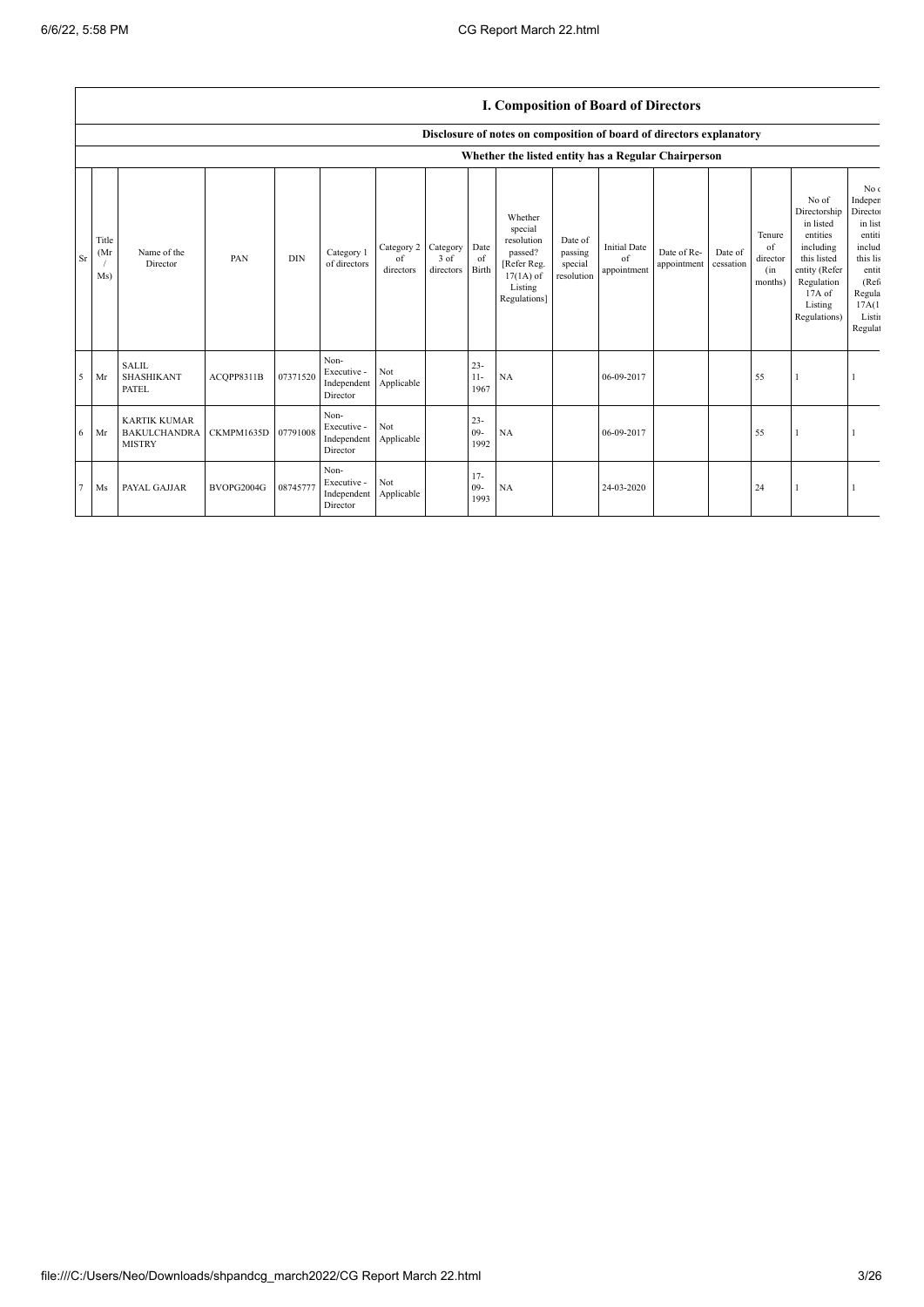## I. Composition of Board of Directors

**Disclosure of notes on composition of board of directors explanatory**

**Whether the listed entity has a Regular Chairperson**

| Sr | Title (Mr / Ms) | Name of the Director | PAN | DIN | Category 1 of directors | Category 2 of directors | Category 3 of directors | Date of Birth | Whether special resolution passed? [Refer Reg. 17(1A) of Listing Regulations] | Date of passing special resolution | Initial Date of appointment | Date of Re-appointment | Date of cessation | Tenure of director (in months) | No of Directorship in listed entities including this listed entity (Refer Regulation 17A of Listing Regulations) | No of Independent Directorships in listed entities including this listed entity (Refer Regulation 17A(1) of Listing Regulations) |
|---|---|---|---|---|---|---|---|---|---|---|---|---|---|---|---|---|
| 5 | Mr | SALIL SHASHIKANT PATEL | ACQPP8311B | 07371520 | Non-Executive - Independent Director | Not Applicable | | 23-11-1967 | NA | | 06-09-2017 | | | 55 | 1 | 1 |
| 6 | Mr | KARTIK KUMAR BAKULCHANDRA MISTRY | CKMPM1635D | 07791008 | Non-Executive - Independent Director | Not Applicable | | 23-09-1992 | NA | | 06-09-2017 | | | 55 | 1 | 1 |
| 7 | Ms | PAYAL GAJJAR | BVOPG2004G | 08745777 | Non-Executive - Independent Director | Not Applicable | | 17-09-1993 | NA | | 24-03-2020 | | | 24 | 1 | 1 |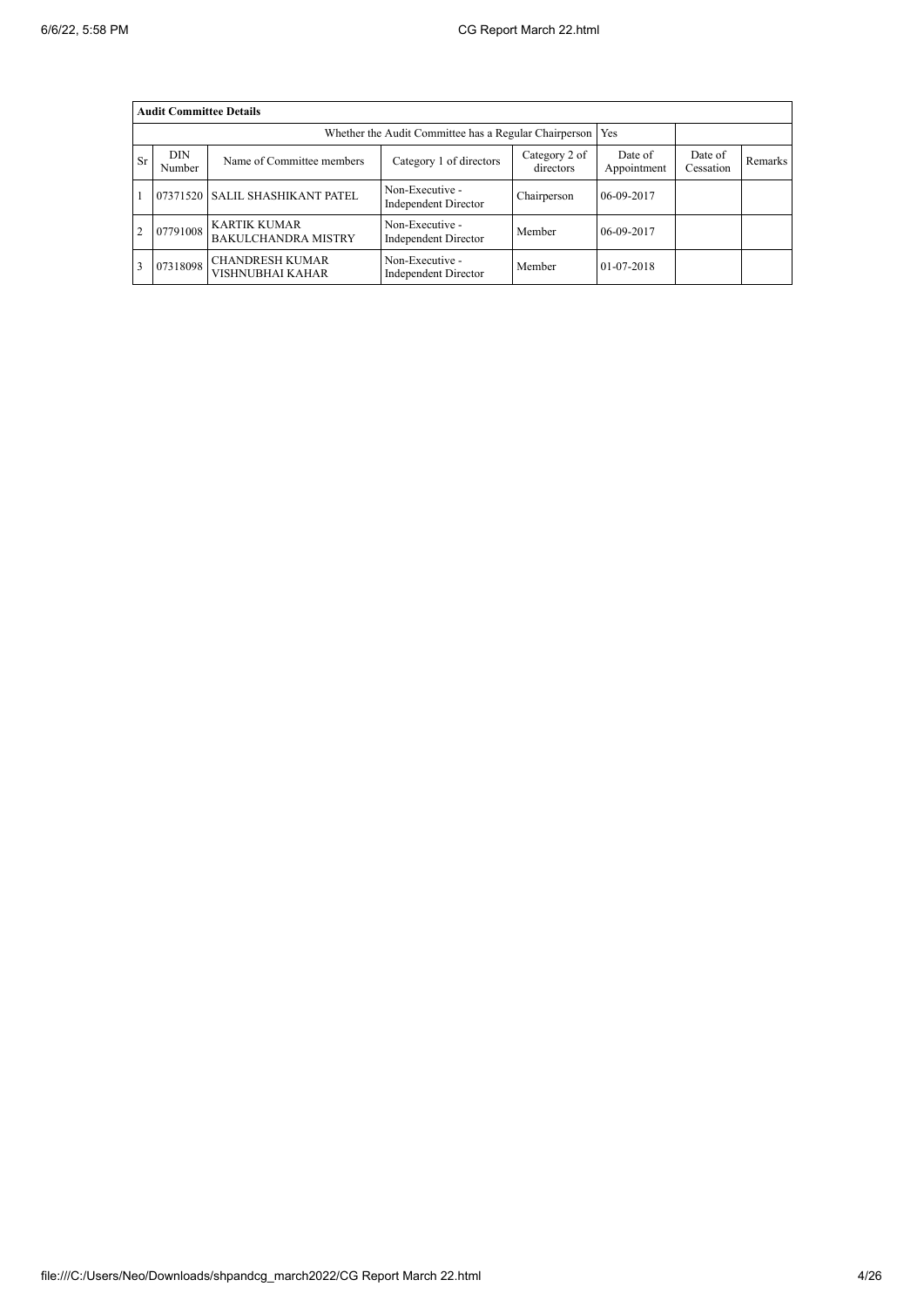| Audit Committee Details | | | | | | | |
|---|---|---|---|---|---|---|---|
| Whether the Audit Committee has a Regular Chairperson | | | | | Yes | | |
| Sr | DIN Number | Name of Committee members | Category 1 of directors | Category 2 of directors | Date of Appointment | Date of Cessation | Remarks |
| 1 | 07371520 | SALIL SHASHIKANT PATEL | Non-Executive - Independent Director | Chairperson | 06-09-2017 | | |
| 2 | 07791008 | KARTIK KUMAR BAKULCHANDRA MISTRY | Non-Executive - Independent Director | Member | 06-09-2017 | | |
| 3 | 07318098 | CHANDRESH KUMAR VISHNUBHAI KAHAR | Non-Executive - Independent Director | Member | 01-07-2018 | | |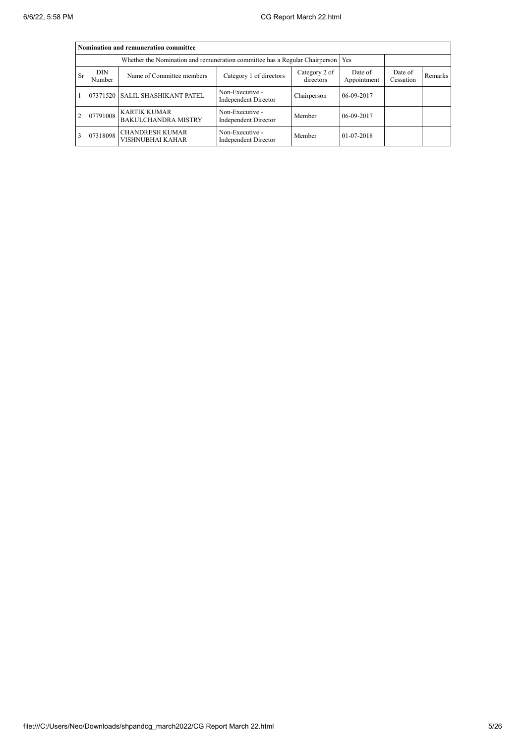| Nomination and remuneration committee | | | | | | | |
|---|---|---|---|---|---|---|---|
| Whether the Nomination and remuneration committee has a Regular Chairperson | | | | | Yes | | |
| Sr | DIN Number | Name of Committee members | Category 1 of directors | Category 2 of directors | Date of Appointment | Date of Cessation | Remarks |
| 1 | 07371520 | SALIL SHASHIKANT PATEL | Non-Executive - Independent Director | Chairperson | 06-09-2017 | | |
| 2 | 07791008 | KARTIK KUMAR BAKULCHANDRA MISTRY | Non-Executive - Independent Director | Member | 06-09-2017 | | |
| 3 | 07318098 | CHANDRESH KUMAR VISHNUBHAI KAHAR | Non-Executive - Independent Director | Member | 01-07-2018 | | |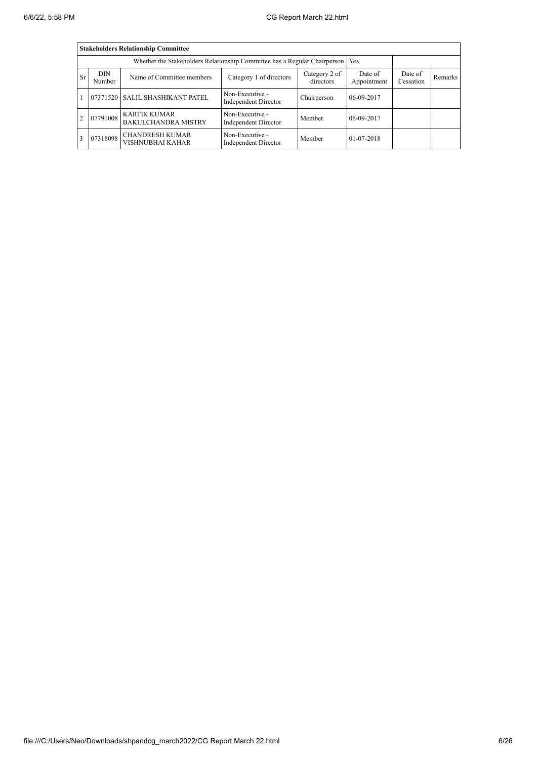| Stakeholders Relationship Committee | | | | | | | |
|---|---|---|---|---|---|---|---|
| Whether the Stakeholders Relationship Committee has a Regular Chairperson | | | | | Yes | | |
| Sr | DIN Number | Name of Committee members | Category 1 of directors | Category 2 of directors | Date of Appointment | Date of Cessation | Remarks |
| 1 | 07371520 | SALIL SHASHIKANT PATEL | Non-Executive - Independent Director | Chairperson | 06-09-2017 | | |
| 2 | 07791008 | KARTIK KUMAR BAKULCHANDRA MISTRY | Non-Executive - Independent Director | Member | 06-09-2017 | | |
| 3 | 07318098 | CHANDRESH KUMAR VISHNUBHAI KAHAR | Non-Executive - Independent Director | Member | 01-07-2018 | | |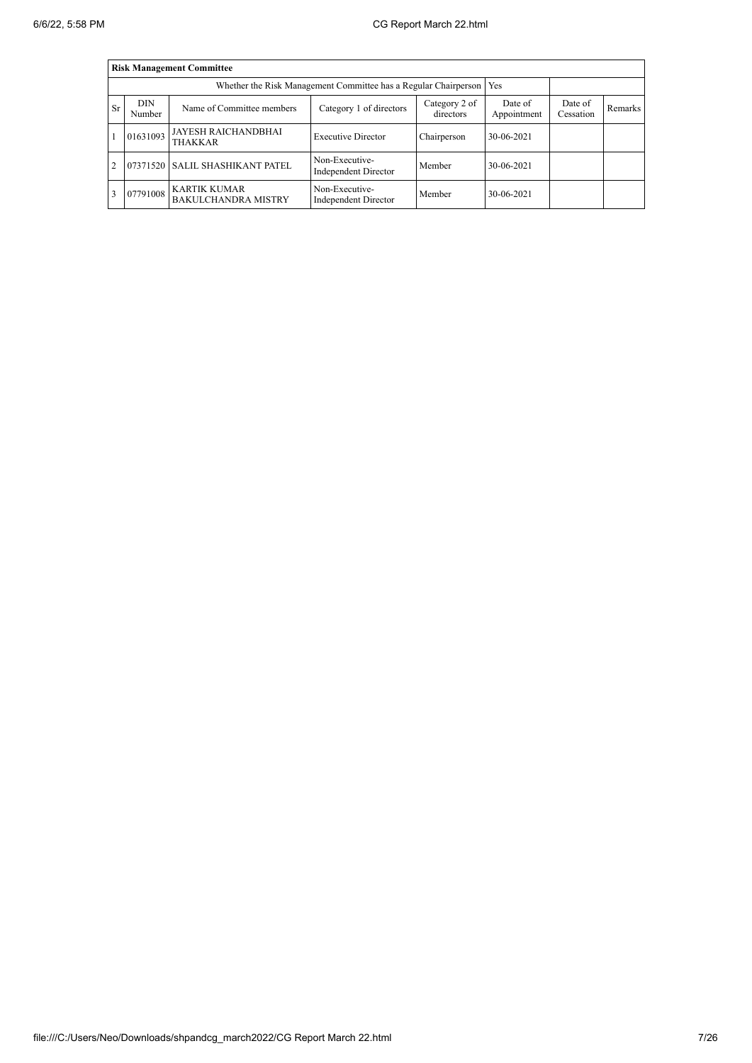| Risk Management Committee | | | | | | | |
|---|---|---|---|---|---|---|---|
| Whether the Risk Management Committee has a Regular Chairperson | | | | | Yes | | |
| Sr | DIN Number | Name of Committee members | Category 1 of directors | Category 2 of directors | Date of Appointment | Date of Cessation | Remarks |
| 1 | 01631093 | JAYESH RAICHANDBHAI THAKKAR | Executive Director | Chairperson | 30-06-2021 | | |
| 2 | 07371520 | SALIL SHASHIKANT PATEL | Non-Executive-Independent Director | Member | 30-06-2021 | | |
| 3 | 07791008 | KARTIK KUMAR BAKULCHANDRA MISTRY | Non-Executive-Independent Director | Member | 30-06-2021 | | |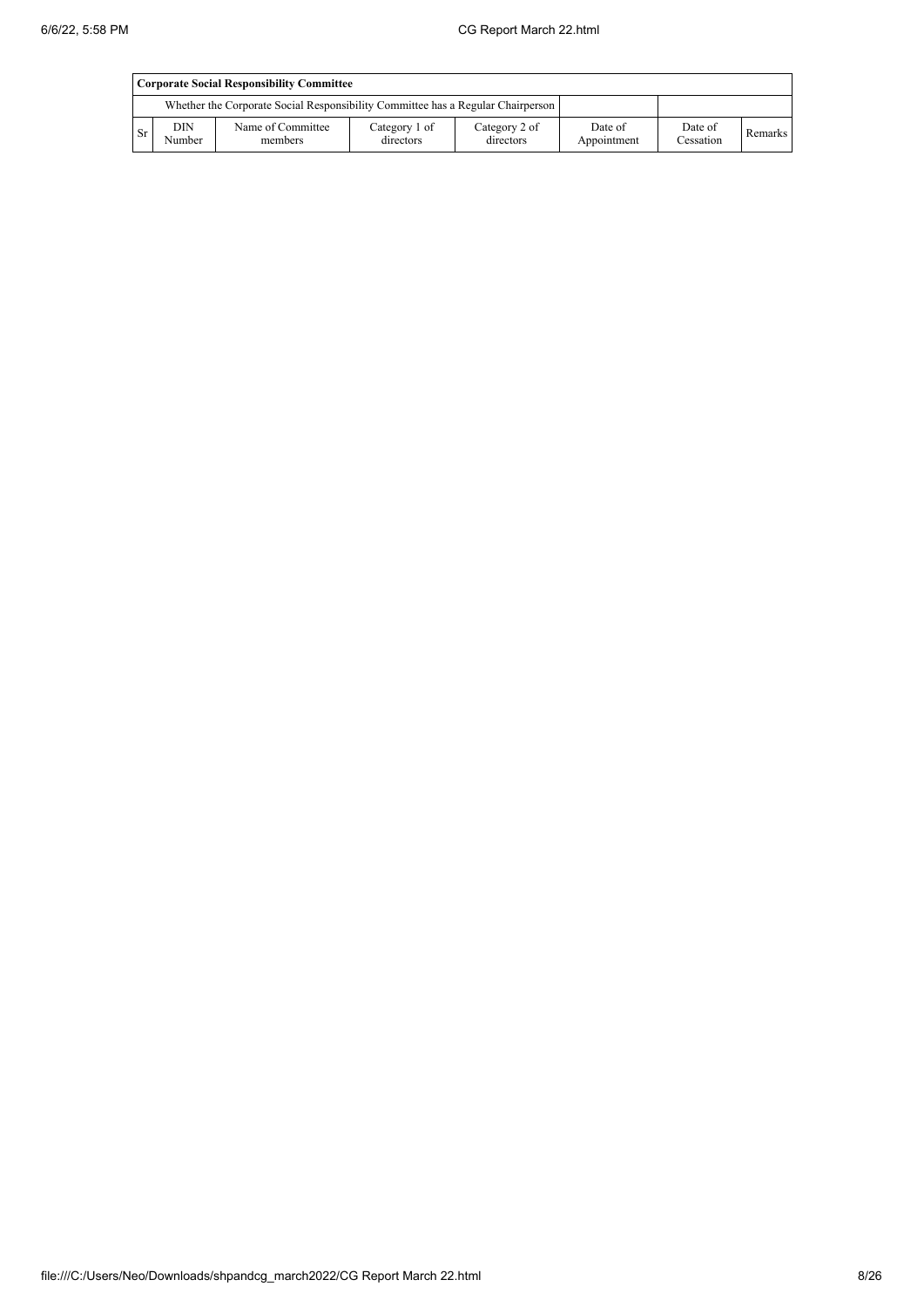| Corporate Social Responsibility Committee | | | | | | | |
|---|---|---|---|---|---|---|---|
| Whether the Corporate Social Responsibility Committee has a Regular Chairperson | | | | | | | |
| Sr | DIN Number | Name of Committee members | Category 1 of directors | Category 2 of directors | Date of Appointment | Date of Cessation | Remarks |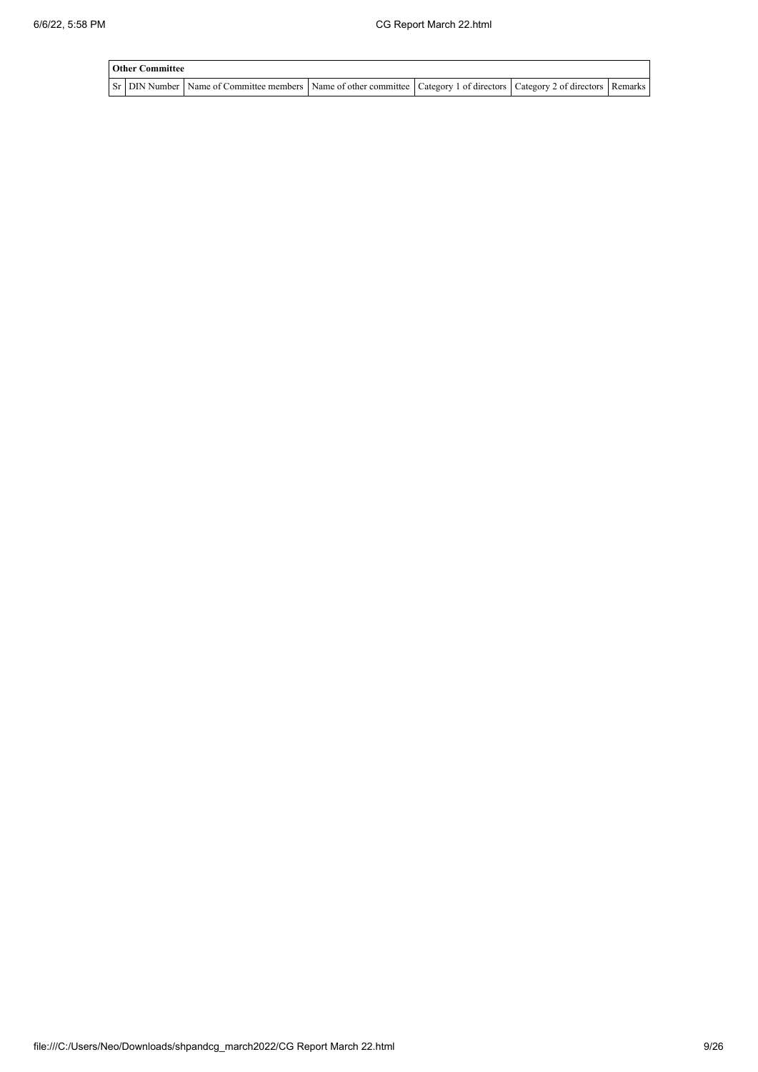| Other Committee | | | | | | |
|---|---|---|---|---|---|---|
| Sr | DIN Number | Name of Committee members | Name of other committee | Category 1 of directors | Category 2 of directors | Remarks |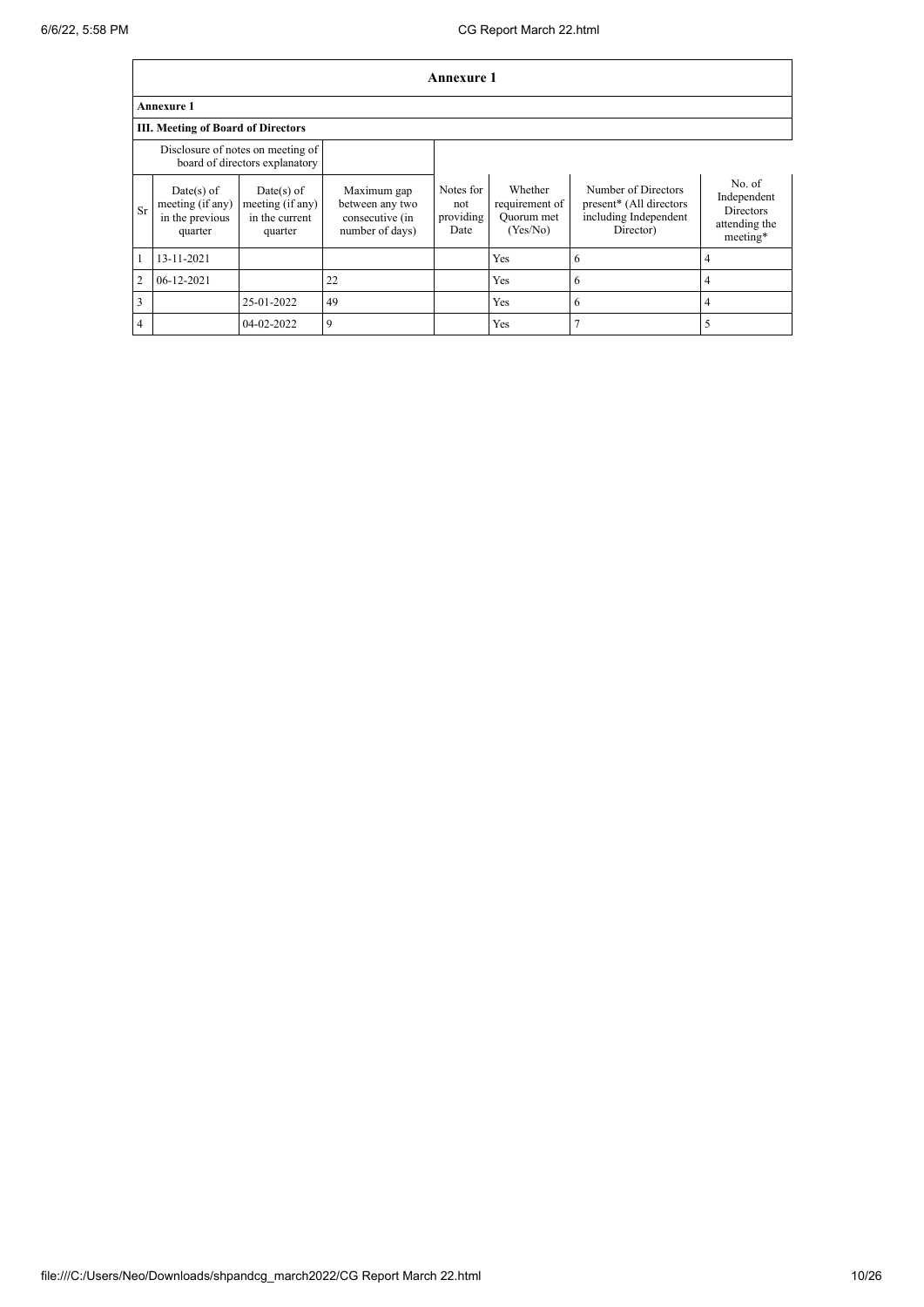# Annexure 1

## Annexure 1

### III. Meeting of Board of Directors

| | Disclosure of notes on meeting of board of directors explanatory | | | | | | |
|---|---|---|---|---|---|---|---|
| Sr | Date(s) of meeting (if any) in the previous quarter | Date(s) of meeting (if any) in the current quarter | Maximum gap between any two consecutive (in number of days) | Notes for not providing Date | Whether requirement of Quorum met (Yes/No) | Number of Directors present* (All directors including Independent Director) | No. of Independent Directors attending the meeting* |
| 1 | 13-11-2021 | | | | Yes | 6 | 4 |
| 2 | 06-12-2021 | | 22 | | Yes | 6 | 4 |
| 3 | | 25-01-2022 | 49 | | Yes | 6 | 4 |
| 4 | | 04-02-2022 | 9 | | Yes | 7 | 5 |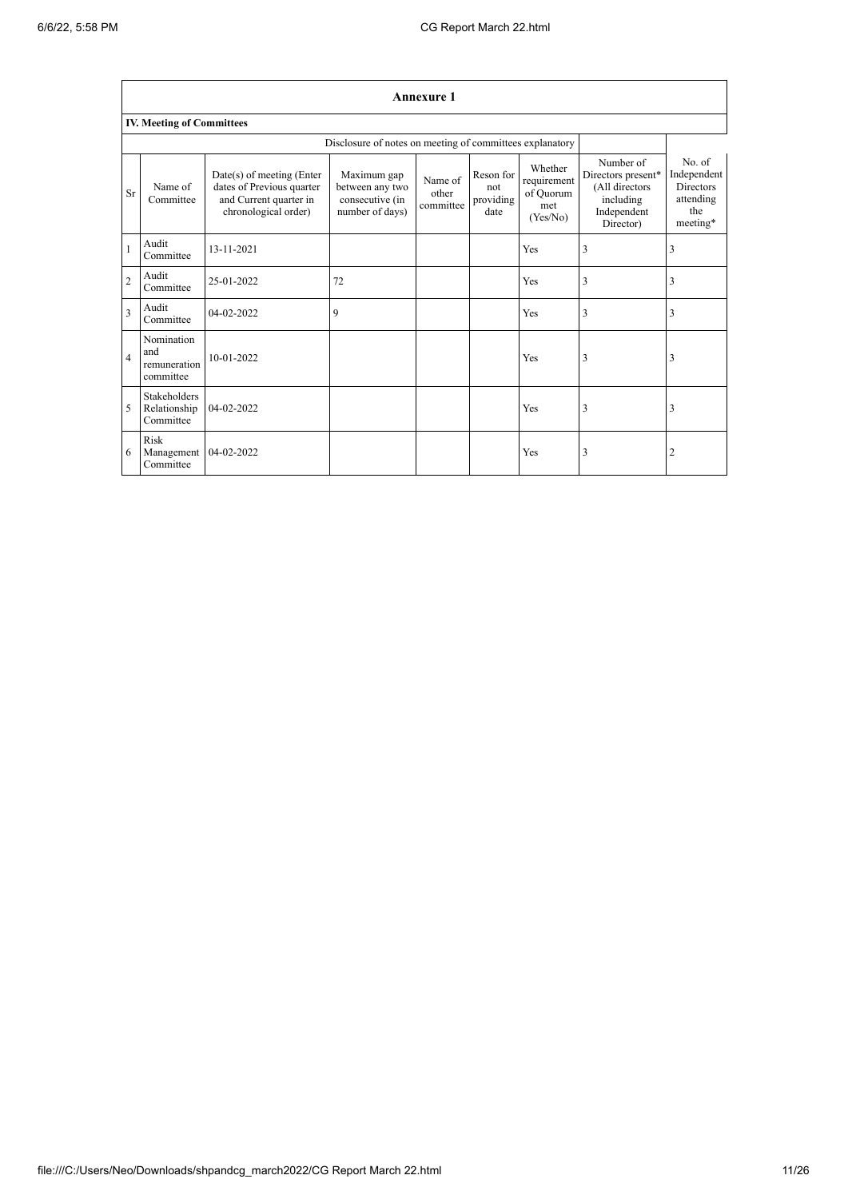## Annexure 1

### IV. Meeting of Committees

Disclosure of notes on meeting of committees explanatory

| Sr | Name of Committee | Date(s) of meeting (Enter dates of Previous quarter and Current quarter in chronological order) | Maximum gap between any two consecutive (in number of days) | Name of other committee | Reson for not providing date | Whether requirement of Quorum met (Yes/No) | Number of Directors present* (All directors including Independent Director) | No. of Independent Directors attending the meeting* |
|---|---|---|---|---|---|---|---|---|
| 1 | Audit Committee | 13-11-2021 | | | | Yes | 3 | 3 |
| 2 | Audit Committee | 25-01-2022 | 72 | | | Yes | 3 | 3 |
| 3 | Audit Committee | 04-02-2022 | 9 | | | Yes | 3 | 3 |
| 4 | Nomination and remuneration committee | 10-01-2022 | | | | Yes | 3 | 3 |
| 5 | Stakeholders Relationship Committee | 04-02-2022 | | | | Yes | 3 | 3 |
| 6 | Risk Management Committee | 04-02-2022 | | | | Yes | 3 | 2 |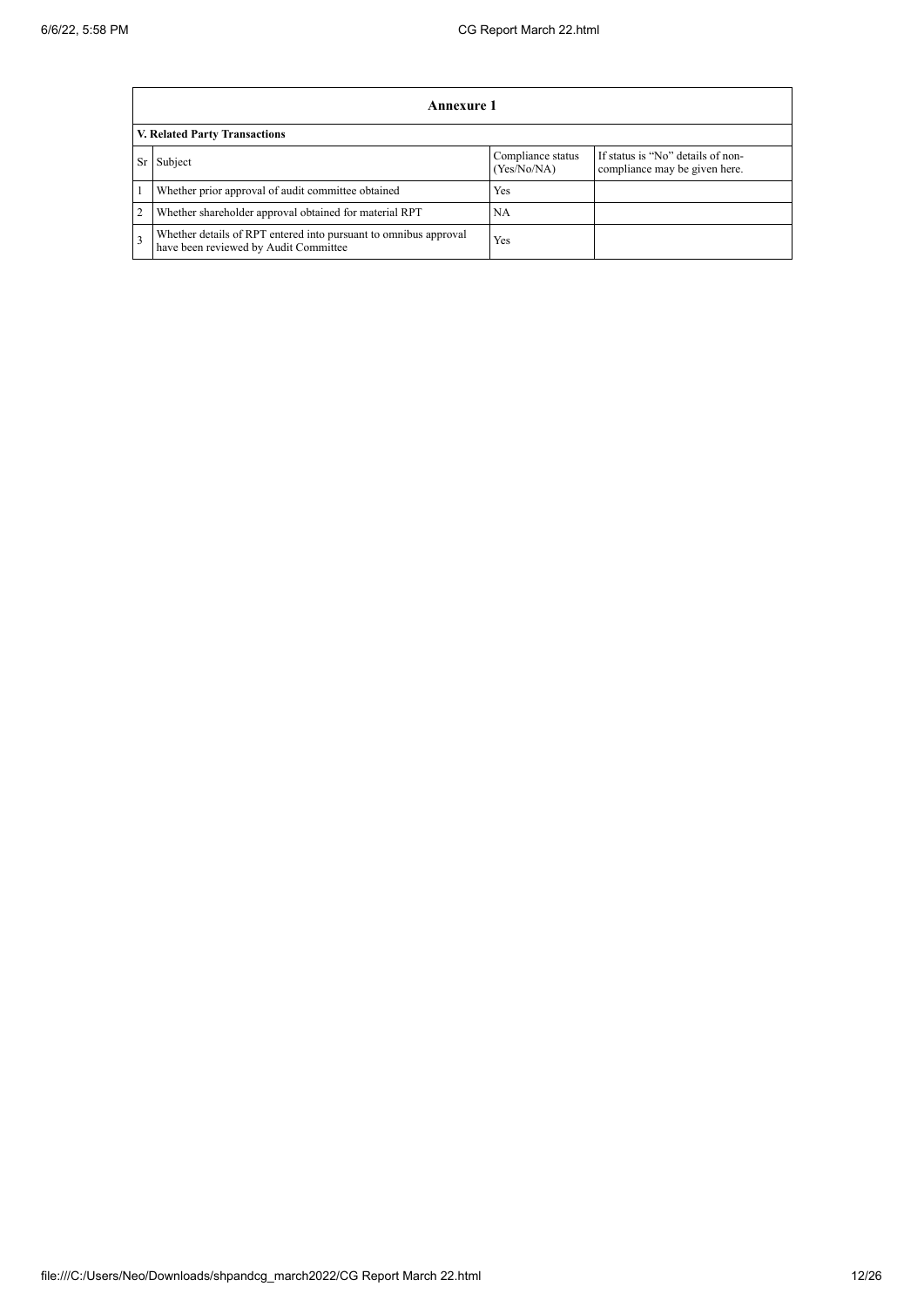## Annexure 1

### V. Related Party Transactions

| Sr | Subject | Compliance status (Yes/No/NA) | If status is “No” details of non-compliance may be given here. |
|---|---|---|---|
| 1 | Whether prior approval of audit committee obtained | Yes | |
| 2 | Whether shareholder approval obtained for material RPT | NA | |
| 3 | Whether details of RPT entered into pursuant to omnibus approval have been reviewed by Audit Committee | Yes | |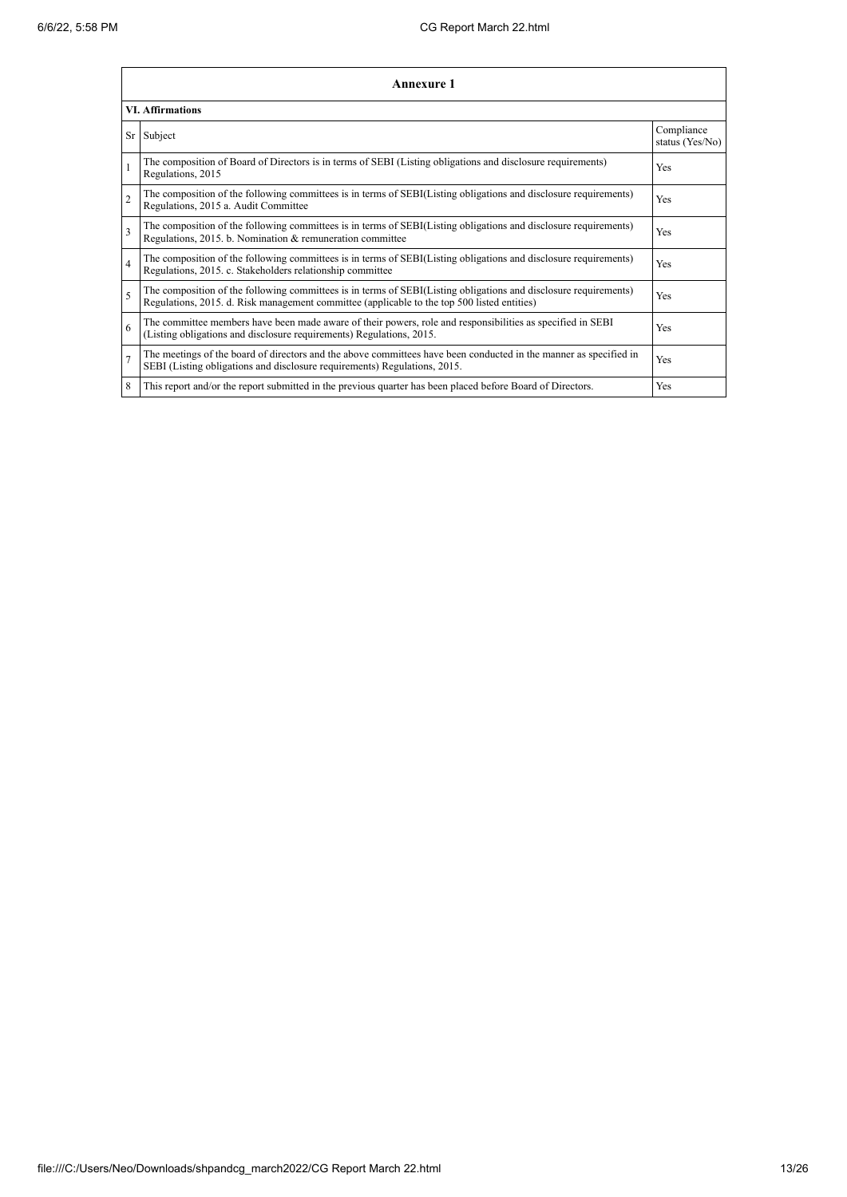## Annexure 1

### VI. Affirmations

| Sr | Subject | Compliance status (Yes/No) |
|---|---|---|
| 1 | The composition of Board of Directors is in terms of SEBI (Listing obligations and disclosure requirements) Regulations, 2015 | Yes |
| 2 | The composition of the following committees is in terms of SEBI(Listing obligations and disclosure requirements) Regulations, 2015 a. Audit Committee | Yes |
| 3 | The composition of the following committees is in terms of SEBI(Listing obligations and disclosure requirements) Regulations, 2015. b. Nomination & remuneration committee | Yes |
| 4 | The composition of the following committees is in terms of SEBI(Listing obligations and disclosure requirements) Regulations, 2015. c. Stakeholders relationship committee | Yes |
| 5 | The composition of the following committees is in terms of SEBI(Listing obligations and disclosure requirements) Regulations, 2015. d. Risk management committee (applicable to the top 500 listed entities) | Yes |
| 6 | The committee members have been made aware of their powers, role and responsibilities as specified in SEBI (Listing obligations and disclosure requirements) Regulations, 2015. | Yes |
| 7 | The meetings of the board of directors and the above committees have been conducted in the manner as specified in SEBI (Listing obligations and disclosure requirements) Regulations, 2015. | Yes |
| 8 | This report and/or the report submitted in the previous quarter has been placed before Board of Directors. | Yes |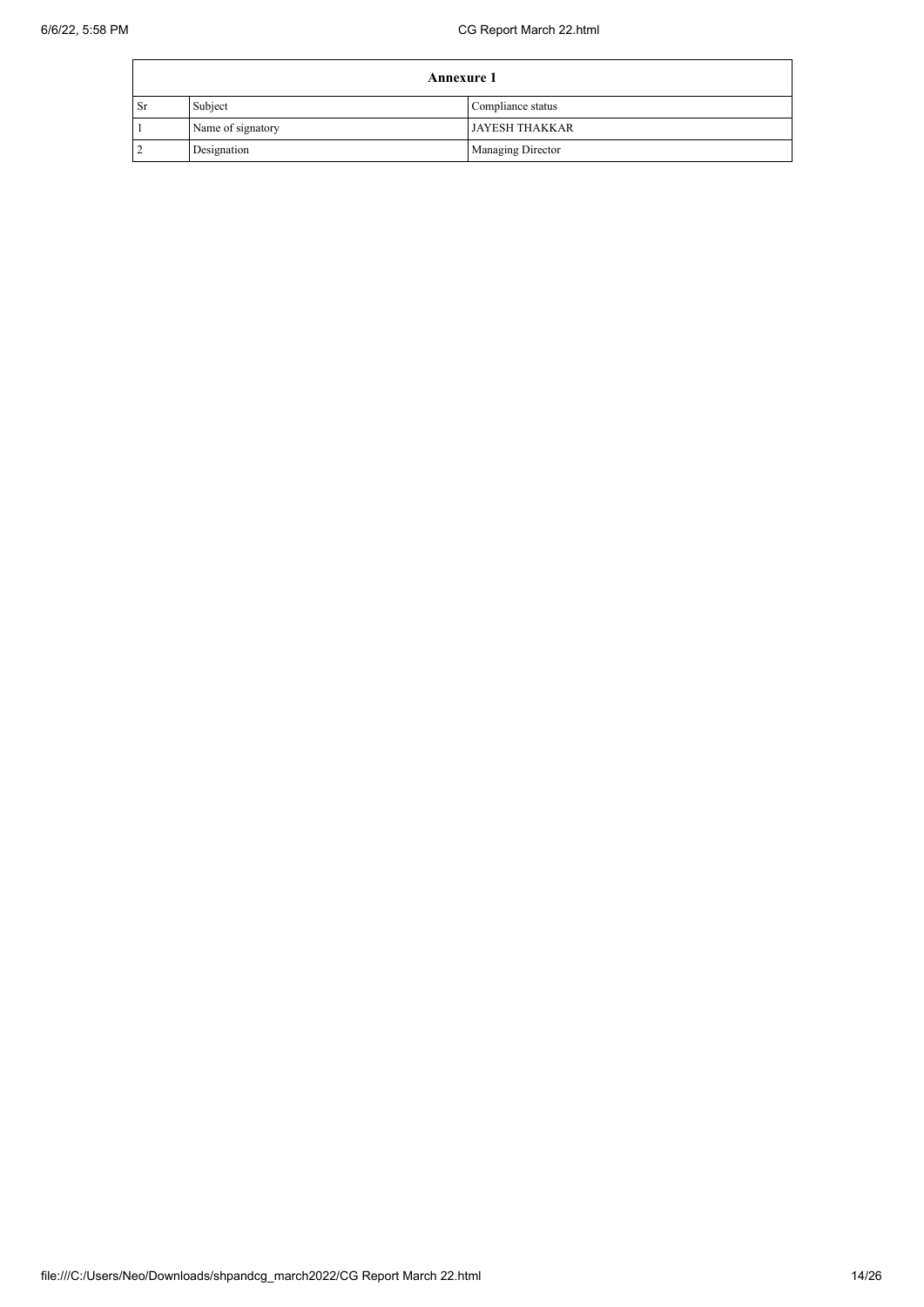| Annexure 1 | | |
|---|---|---|
| Sr | Subject | Compliance status |
| 1 | Name of signatory | JAYESH THAKKAR |
| 2 | Designation | Managing Director |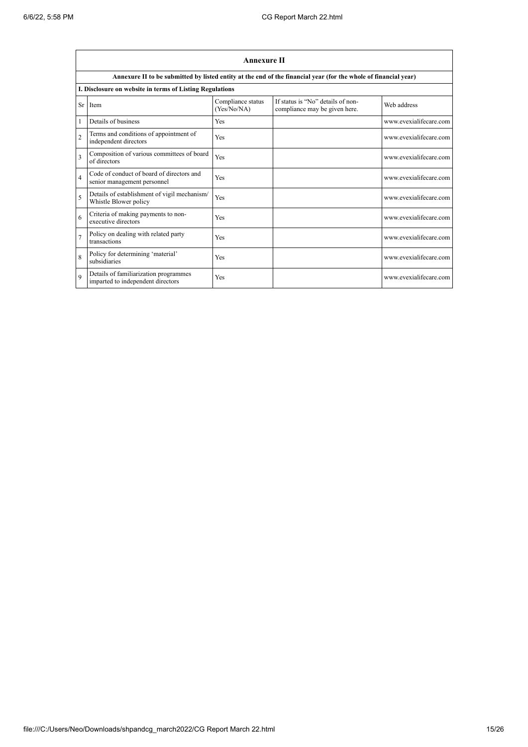## Annexure II

**Annexure II to be submitted by listed entity at the end of the financial year (for the whole of financial year)**

**I. Disclosure on website in terms of Listing Regulations**

| Sr | Item | Compliance status (Yes/No/NA) | If status is "No" details of non-compliance may be given here. | Web address |
|---|---|---|---|---|
| 1 | Details of business | Yes | | www.evexialifecare.com |
| 2 | Terms and conditions of appointment of independent directors | Yes | | www.evexialifecare.com |
| 3 | Composition of various committees of board of directors | Yes | | www.evexialifecare.com |
| 4 | Code of conduct of board of directors and senior management personnel | Yes | | www.evexialifecare.com |
| 5 | Details of establishment of vigil mechanism/ Whistle Blower policy | Yes | | www.evexialifecare.com |
| 6 | Criteria of making payments to non-executive directors | Yes | | www.evexialifecare.com |
| 7 | Policy on dealing with related party transactions | Yes | | www.evexialifecare.com |
| 8 | Policy for determining 'material' subsidiaries | Yes | | www.evexialifecare.com |
| 9 | Details of familiarization programmes imparted to independent directors | Yes | | www.evexialifecare.com |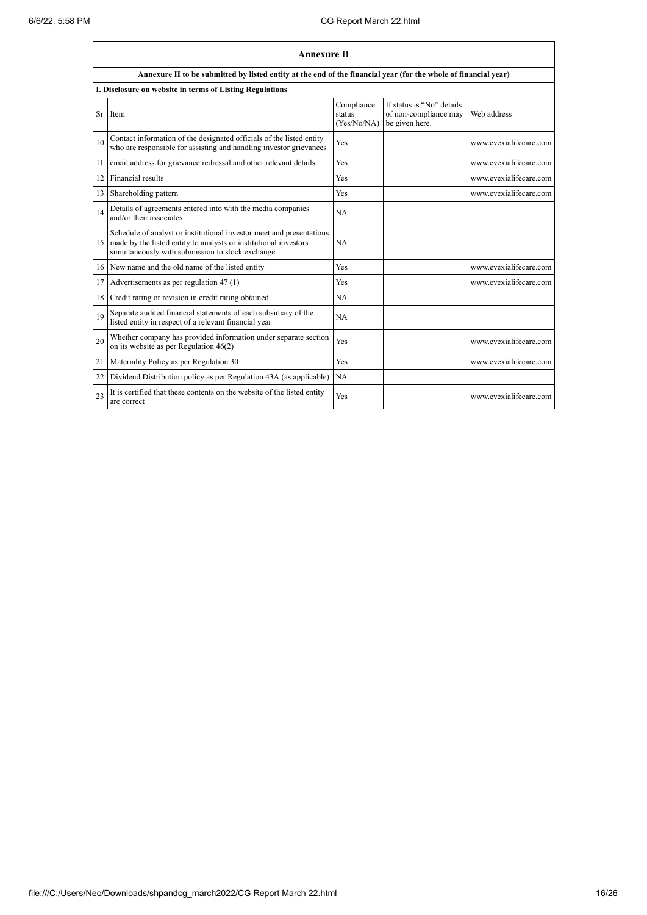## Annexure II

**Annexure II to be submitted by listed entity at the end of the financial year (for the whole of financial year)**

**I. Disclosure on website in terms of Listing Regulations**

| Sr | Item | Compliance status (Yes/No/NA) | If status is "No" details of non-compliance may be given here. | Web address |
|---|---|---|---|---|
| 10 | Contact information of the designated officials of the listed entity who are responsible for assisting and handling investor grievances | Yes | | www.evexialifecare.com |
| 11 | email address for grievance redressal and other relevant details | Yes | | www.evexialifecare.com |
| 12 | Financial results | Yes | | www.evexialifecare.com |
| 13 | Shareholding pattern | Yes | | www.evexialifecare.com |
| 14 | Details of agreements entered into with the media companies and/or their associates | NA | | |
| 15 | Schedule of analyst or institutional investor meet and presentations made by the listed entity to analysts or institutional investors simultaneously with submission to stock exchange | NA | | |
| 16 | New name and the old name of the listed entity | Yes | | www.evexialifecare.com |
| 17 | Advertisements as per regulation 47 (1) | Yes | | www.evexialifecare.com |
| 18 | Credit rating or revision in credit rating obtained | NA | | |
| 19 | Separate audited financial statements of each subsidiary of the listed entity in respect of a relevant financial year | NA | | |
| 20 | Whether company has provided information under separate section on its website as per Regulation 46(2) | Yes | | www.evexialifecare.com |
| 21 | Materiality Policy as per Regulation 30 | Yes | | www.evexialifecare.com |
| 22 | Dividend Distribution policy as per Regulation 43A (as applicable) | NA | | |
| 23 | It is certified that these contents on the website of the listed entity are correct | Yes | | www.evexialifecare.com |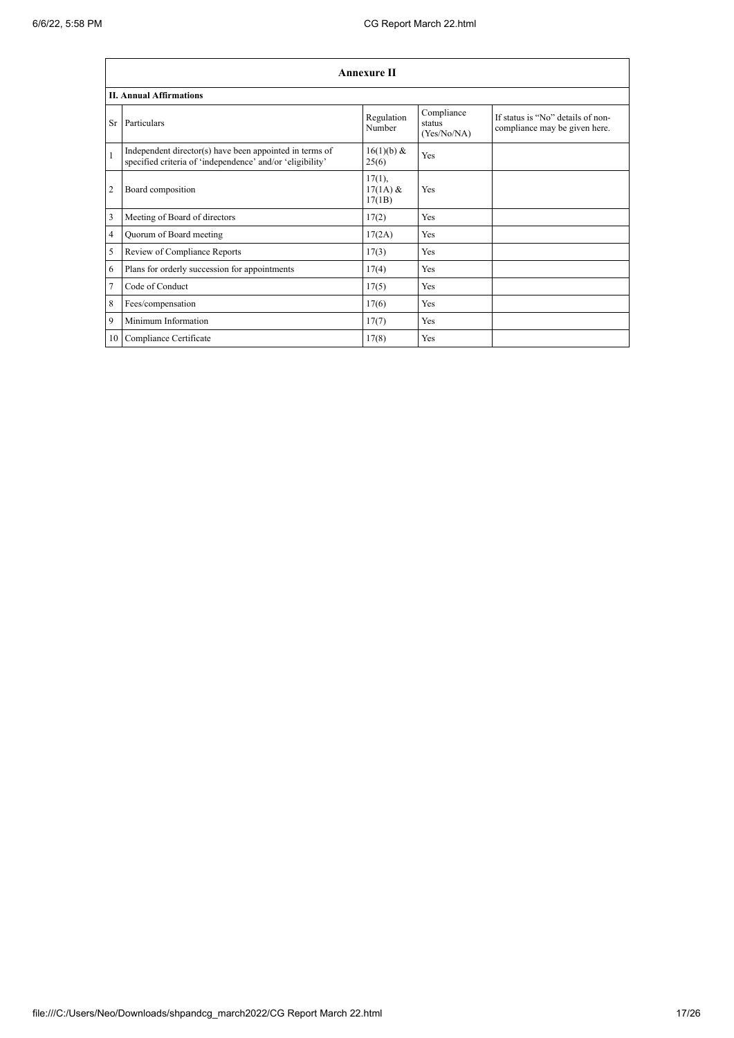| Annexure II | | | | |
|---|---|---|---|---|
| **II. Annual Affirmations** | | | | |
| Sr | Particulars | Regulation Number | Compliance status (Yes/No/NA) | If status is "No" details of non-compliance may be given here. |
| 1 | Independent director(s) have been appointed in terms of specified criteria of 'independence' and/or 'eligibility' | 16(1)(b) & 25(6) | Yes | |
| 2 | Board composition | 17(1), 17(1A) & 17(1B) | Yes | |
| 3 | Meeting of Board of directors | 17(2) | Yes | |
| 4 | Quorum of Board meeting | 17(2A) | Yes | |
| 5 | Review of Compliance Reports | 17(3) | Yes | |
| 6 | Plans for orderly succession for appointments | 17(4) | Yes | |
| 7 | Code of Conduct | 17(5) | Yes | |
| 8 | Fees/compensation | 17(6) | Yes | |
| 9 | Minimum Information | 17(7) | Yes | |
| 10 | Compliance Certificate | 17(8) | Yes | |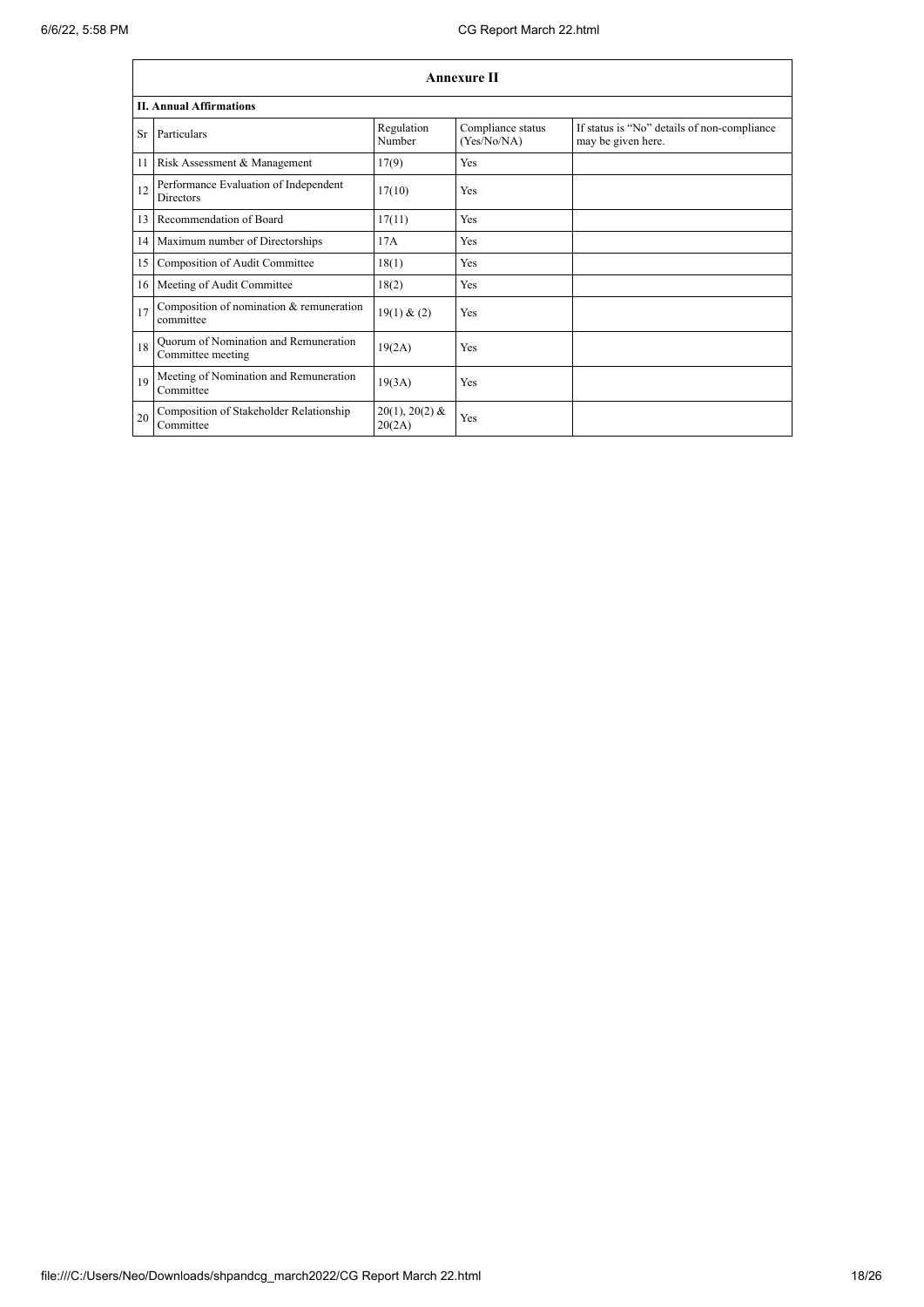## Annexure II

### II. Annual Affirmations

| Sr | Particulars | Regulation Number | Compliance status (Yes/No/NA) | If status is "No" details of non-compliance may be given here. |
|---|---|---|---|---|
| 11 | Risk Assessment & Management | 17(9) | Yes | |
| 12 | Performance Evaluation of Independent Directors | 17(10) | Yes | |
| 13 | Recommendation of Board | 17(11) | Yes | |
| 14 | Maximum number of Directorships | 17A | Yes | |
| 15 | Composition of Audit Committee | 18(1) | Yes | |
| 16 | Meeting of Audit Committee | 18(2) | Yes | |
| 17 | Composition of nomination & remuneration committee | 19(1) & (2) | Yes | |
| 18 | Quorum of Nomination and Remuneration Committee meeting | 19(2A) | Yes | |
| 19 | Meeting of Nomination and Remuneration Committee | 19(3A) | Yes | |
| 20 | Composition of Stakeholder Relationship Committee | 20(1), 20(2) & 20(2A) | Yes | |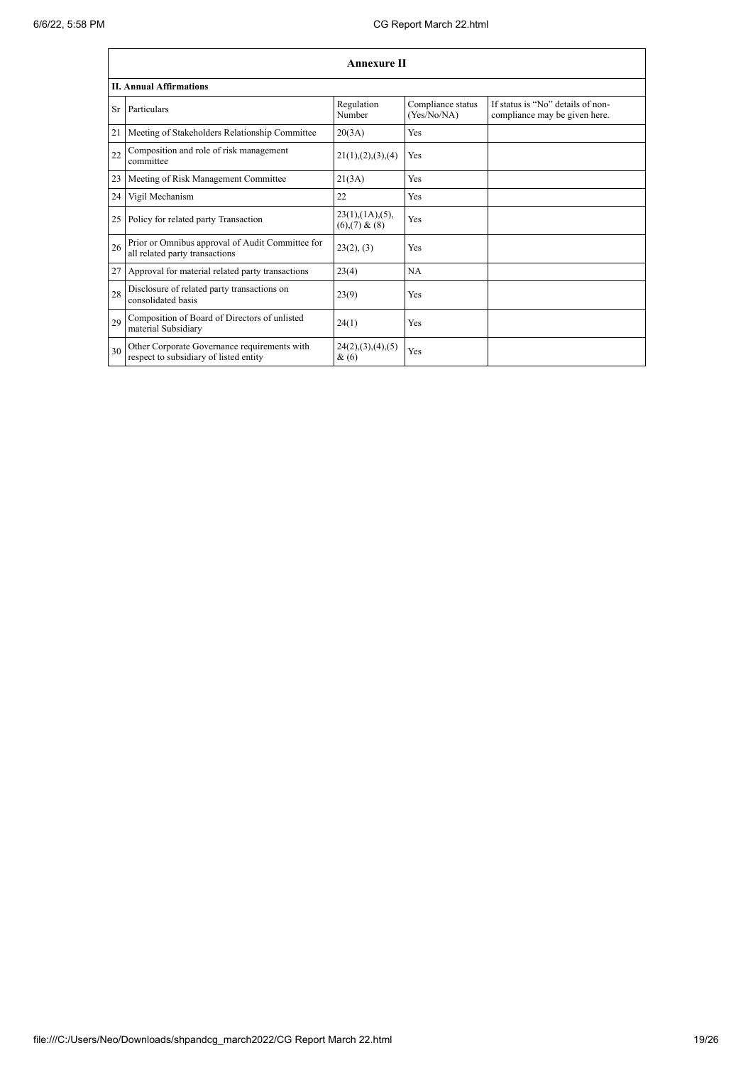## Annexure II

### II. Annual Affirmations

| Sr | Particulars | Regulation Number | Compliance status (Yes/No/NA) | If status is "No" details of non-compliance may be given here. |
|---|---|---|---|---|
| 21 | Meeting of Stakeholders Relationship Committee | 20(3A) | Yes | |
| 22 | Composition and role of risk management committee | 21(1),(2),(3),(4) | Yes | |
| 23 | Meeting of Risk Management Committee | 21(3A) | Yes | |
| 24 | Vigil Mechanism | 22 | Yes | |
| 25 | Policy for related party Transaction | 23(1),(1A),(5),(6),(7) & (8) | Yes | |
| 26 | Prior or Omnibus approval of Audit Committee for all related party transactions | 23(2), (3) | Yes | |
| 27 | Approval for material related party transactions | 23(4) | NA | |
| 28 | Disclosure of related party transactions on consolidated basis | 23(9) | Yes | |
| 29 | Composition of Board of Directors of unlisted material Subsidiary | 24(1) | Yes | |
| 30 | Other Corporate Governance requirements with respect to subsidiary of listed entity | 24(2),(3),(4),(5) & (6) | Yes | |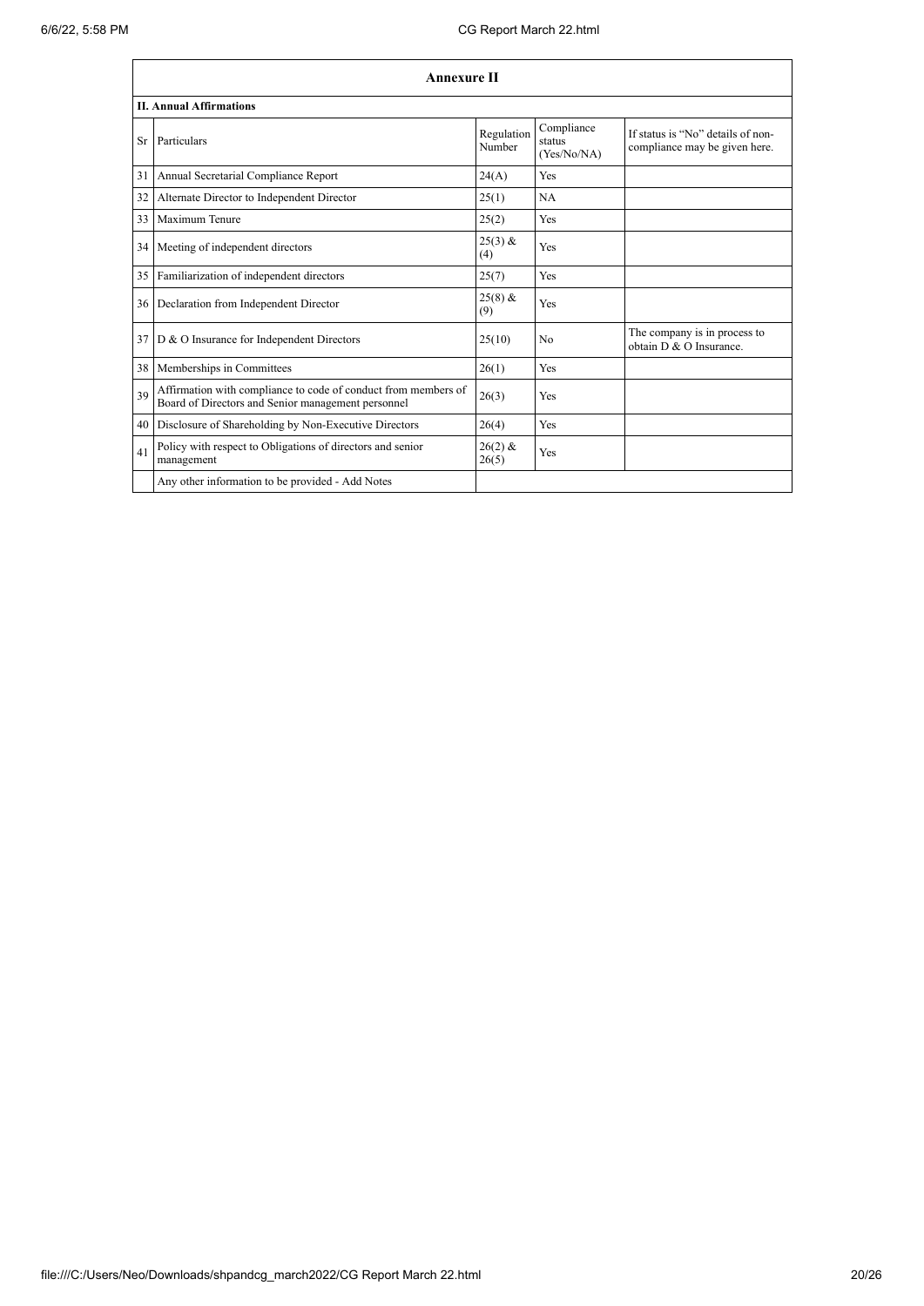## Annexure II

### II. Annual Affirmations

| Sr | Particulars | Regulation Number | Compliance status (Yes/No/NA) | If status is "No" details of non-compliance may be given here. |
|---|---|---|---|---|
| 31 | Annual Secretarial Compliance Report | 24(A) | Yes | |
| 32 | Alternate Director to Independent Director | 25(1) | NA | |
| 33 | Maximum Tenure | 25(2) | Yes | |
| 34 | Meeting of independent directors | 25(3) & (4) | Yes | |
| 35 | Familiarization of independent directors | 25(7) | Yes | |
| 36 | Declaration from Independent Director | 25(8) & (9) | Yes | |
| 37 | D & O Insurance for Independent Directors | 25(10) | No | The company is in process to obtain D & O Insurance. |
| 38 | Memberships in Committees | 26(1) | Yes | |
| 39 | Affirmation with compliance to code of conduct from members of Board of Directors and Senior management personnel | 26(3) | Yes | |
| 40 | Disclosure of Shareholding by Non-Executive Directors | 26(4) | Yes | |
| 41 | Policy with respect to Obligations of directors and senior management | 26(2) & 26(5) | Yes | |
| | Any other information to be provided - Add Notes | | | |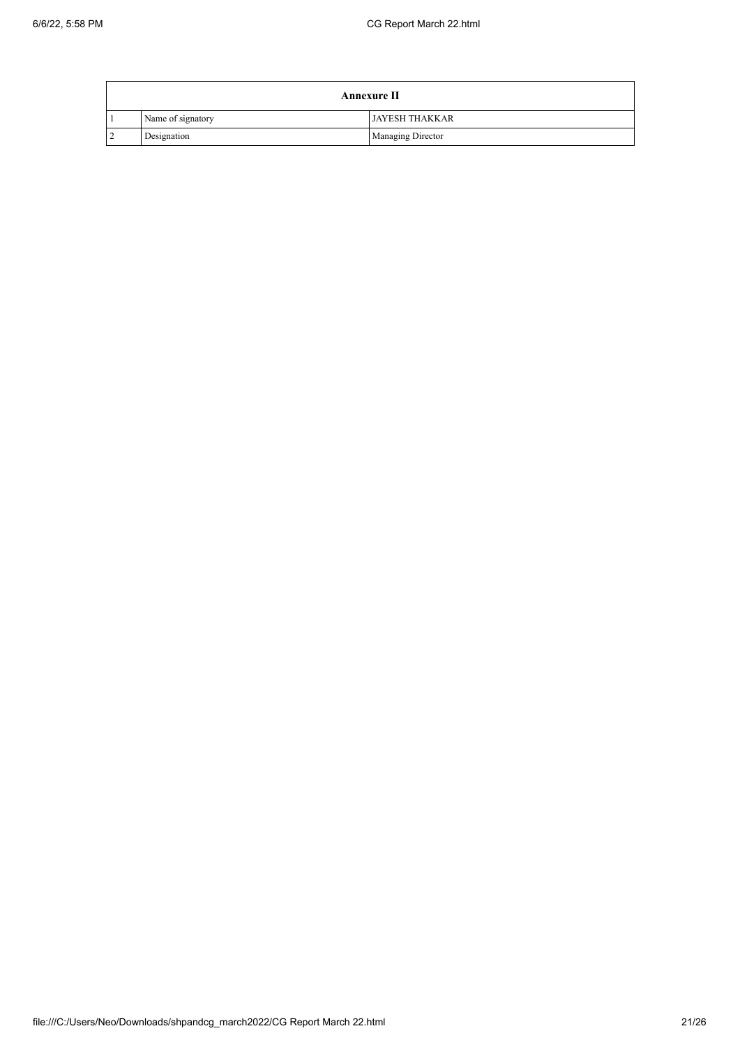| Annexure II | | |
|---|---|---|
| 1 | Name of signatory | JAYESH THAKKAR |
| 2 | Designation | Managing Director |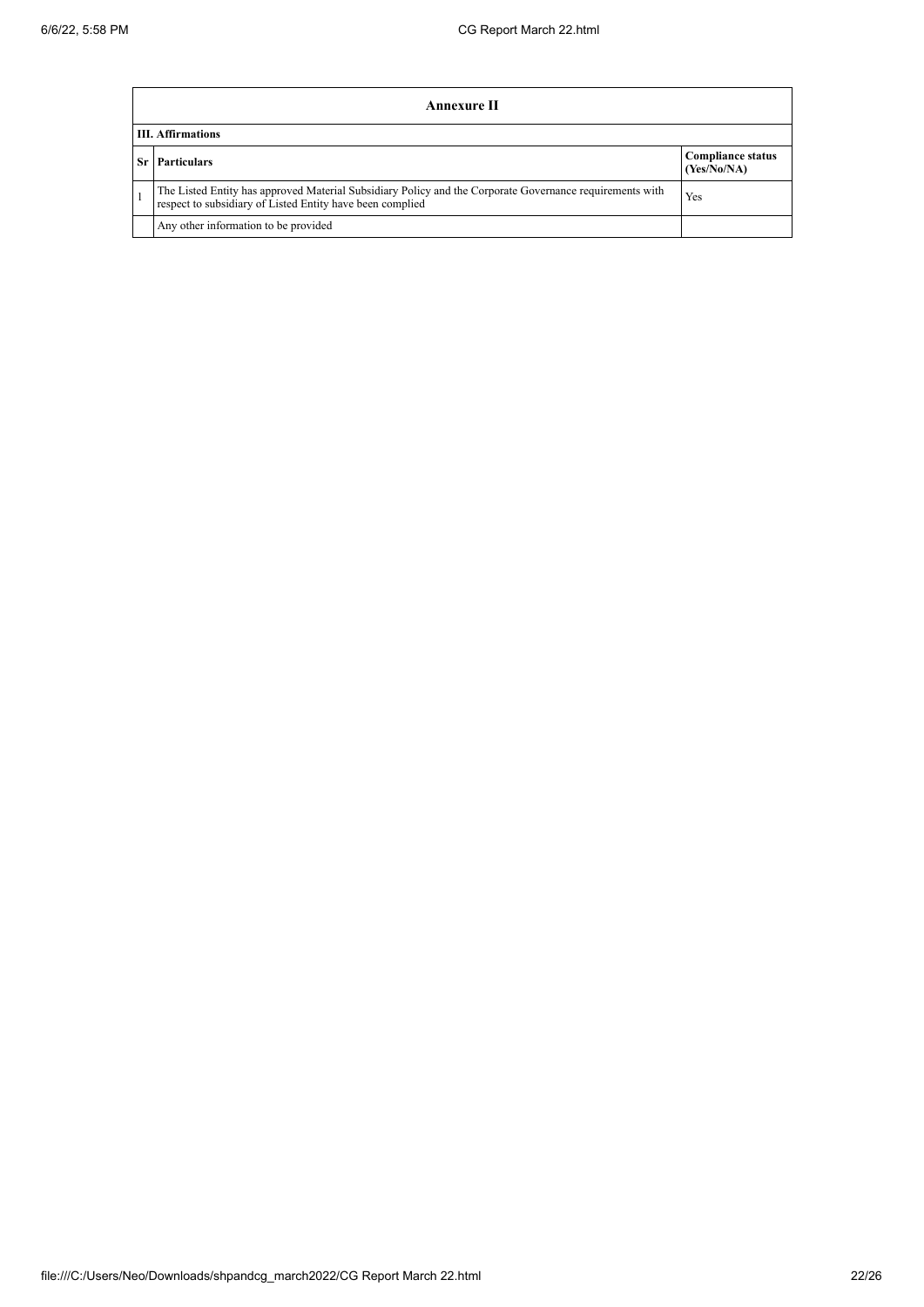| Annexure II | | |
|---|---|---|
| **III. Affirmations** | | |
| **Sr** | **Particulars** | **Compliance status (Yes/No/NA)** |
| 1 | The Listed Entity has approved Material Subsidiary Policy and the Corporate Governance requirements with respect to subsidiary of Listed Entity have been complied | Yes |
| | Any other information to be provided | |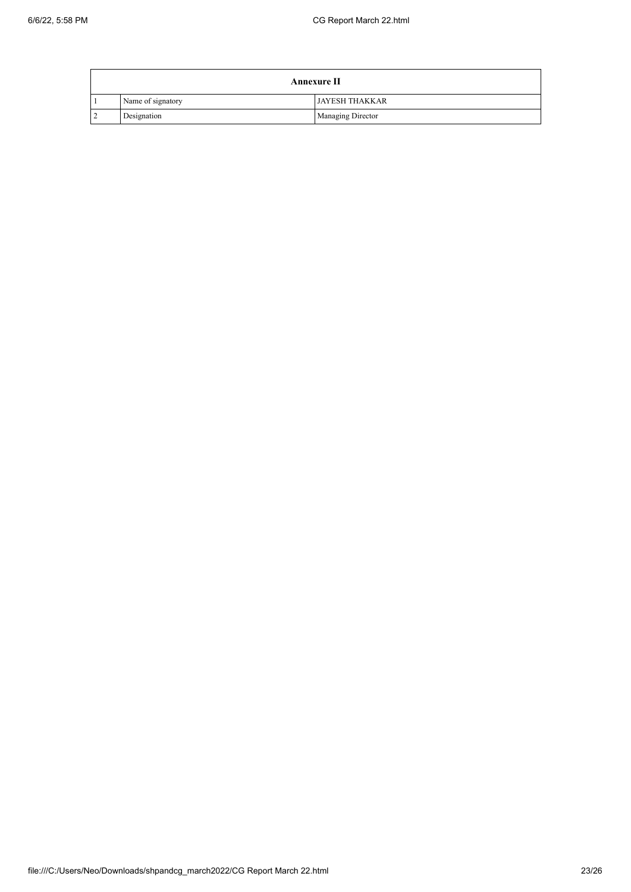| Annexure II | | |
|---|---|---|
| 1 | Name of signatory | JAYESH THAKKAR |
| 2 | Designation | Managing Director |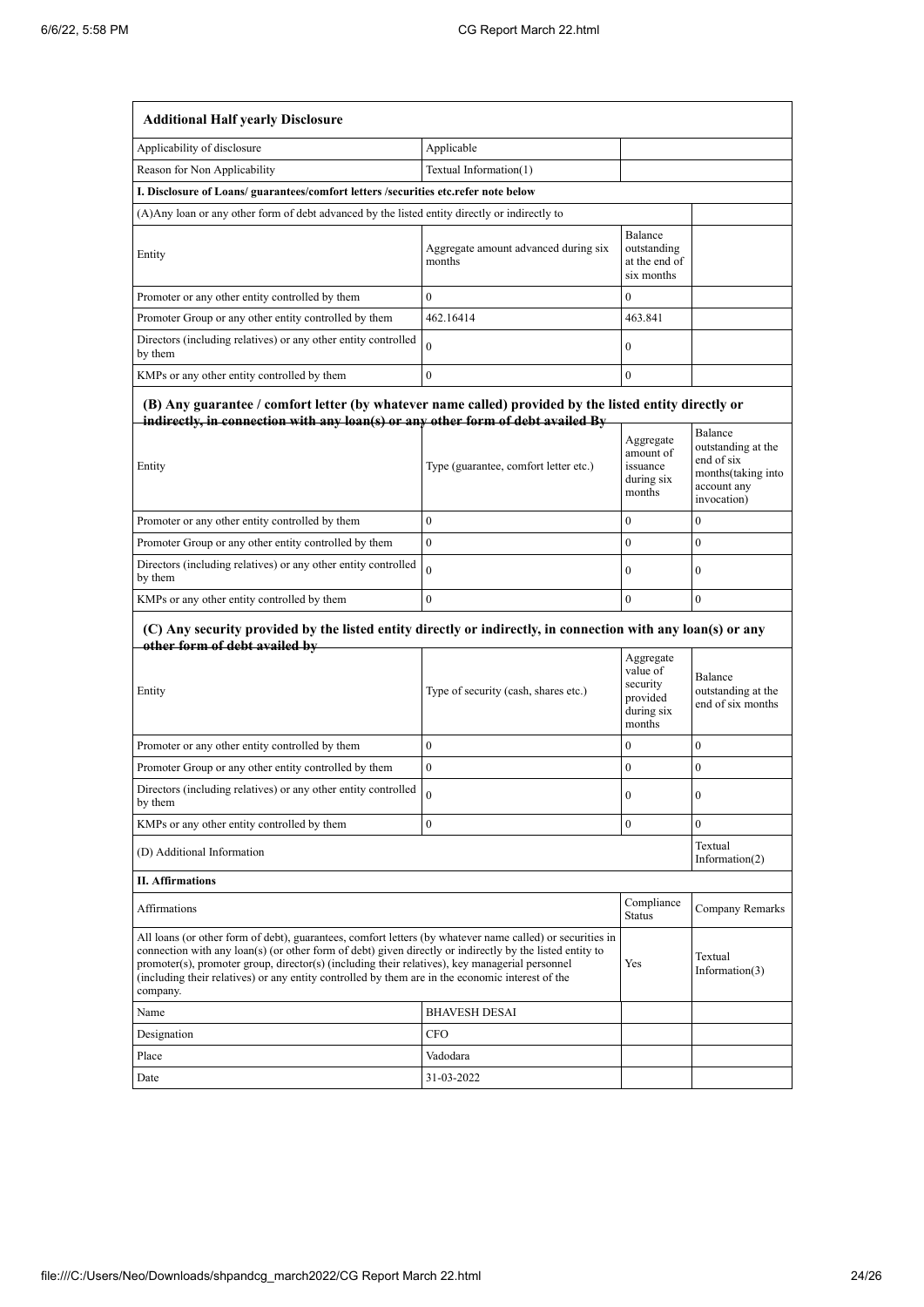| **Additional Half yearly Disclosure** | | | |
|---|---|---|---|
| Applicability of disclosure | Applicable | | |
| Reason for Non Applicability | Textual Information(1) | | |
| **I. Disclosure of Loans/ guarantees/comfort letters /securities etc.refer note below** | | | |
| (A)Any loan or any other form of debt advanced by the listed entity directly or indirectly to | | | |
| Entity | Aggregate amount advanced during six months | Balance outstanding at the end of six months | |
| Promoter or any other entity controlled by them | 0 | 0 | |
| Promoter Group or any other entity controlled by them | 462.16414 | 463.841 | |
| Directors (including relatives) or any other entity controlled by them | 0 | 0 | |
| KMPs or any other entity controlled by them | 0 | 0 | |
| **(B) Any guarantee / comfort letter (by whatever name called) provided by the listed entity directly or indirectly, in connection with any loan(s) or any other form of debt availed By** | | | |
| Entity | Type (guarantee, comfort letter etc.) | Aggregate amount of issuance during six months | Balance outstanding at the end of six months(taking into account any invocation) |
| Promoter or any other entity controlled by them | 0 | 0 | 0 |
| Promoter Group or any other entity controlled by them | 0 | 0 | 0 |
| Directors (including relatives) or any other entity controlled by them | 0 | 0 | 0 |
| KMPs or any other entity controlled by them | 0 | 0 | 0 |
| **(C) Any security provided by the listed entity directly or indirectly, in connection with any loan(s) or any other form of debt availed by** | | | |
| Entity | Type of security (cash, shares etc.) | Aggregate value of security provided during six months | Balance outstanding at the end of six months |
| Promoter or any other entity controlled by them | 0 | 0 | 0 |
| Promoter Group or any other entity controlled by them | 0 | 0 | 0 |
| Directors (including relatives) or any other entity controlled by them | 0 | 0 | 0 |
| KMPs or any other entity controlled by them | 0 | 0 | 0 |
| (D) Additional Information | | | Textual Information(2) |
| **II. Affirmations** | | | |
| Affirmations | | Compliance Status | Company Remarks |
| All loans (or other form of debt), guarantees, comfort letters (by whatever name called) or securities in connection with any loan(s) (or other form of debt) given directly or indirectly by the listed entity to promoter(s), promoter group, director(s) (including their relatives), key managerial personnel (including their relatives) or any entity controlled by them are in the economic interest of the company. | | Yes | Textual Information(3) |
| Name | BHAVESH DESAI | | |
| Designation | CFO | | |
| Place | Vadodara | | |
| Date | 31-03-2022 | | |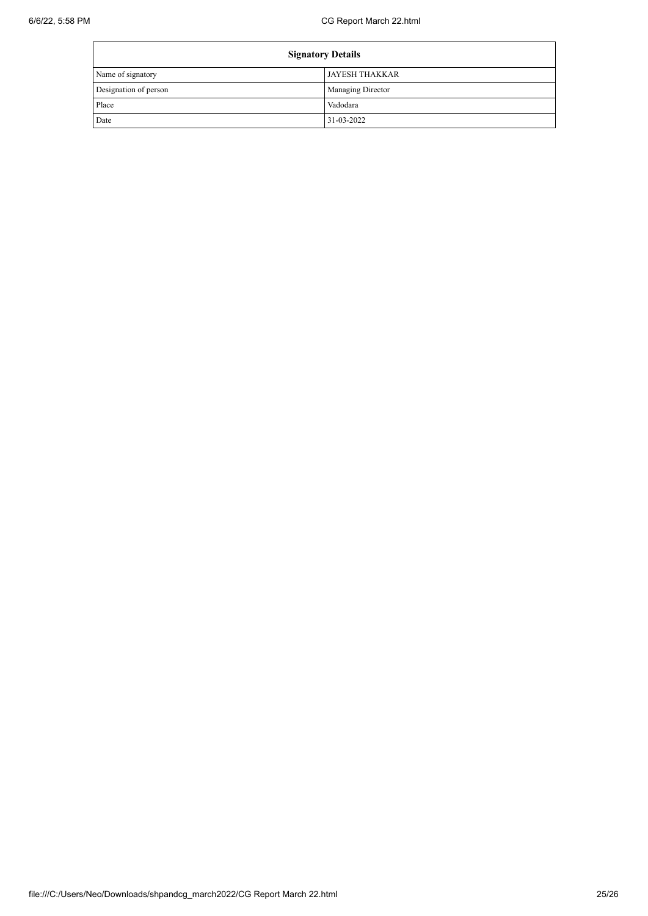| Signatory Details | |
|---|---|
| Name of signatory | JAYESH THAKKAR |
| Designation of person | Managing Director |
| Place | Vadodara |
| Date | 31-03-2022 |